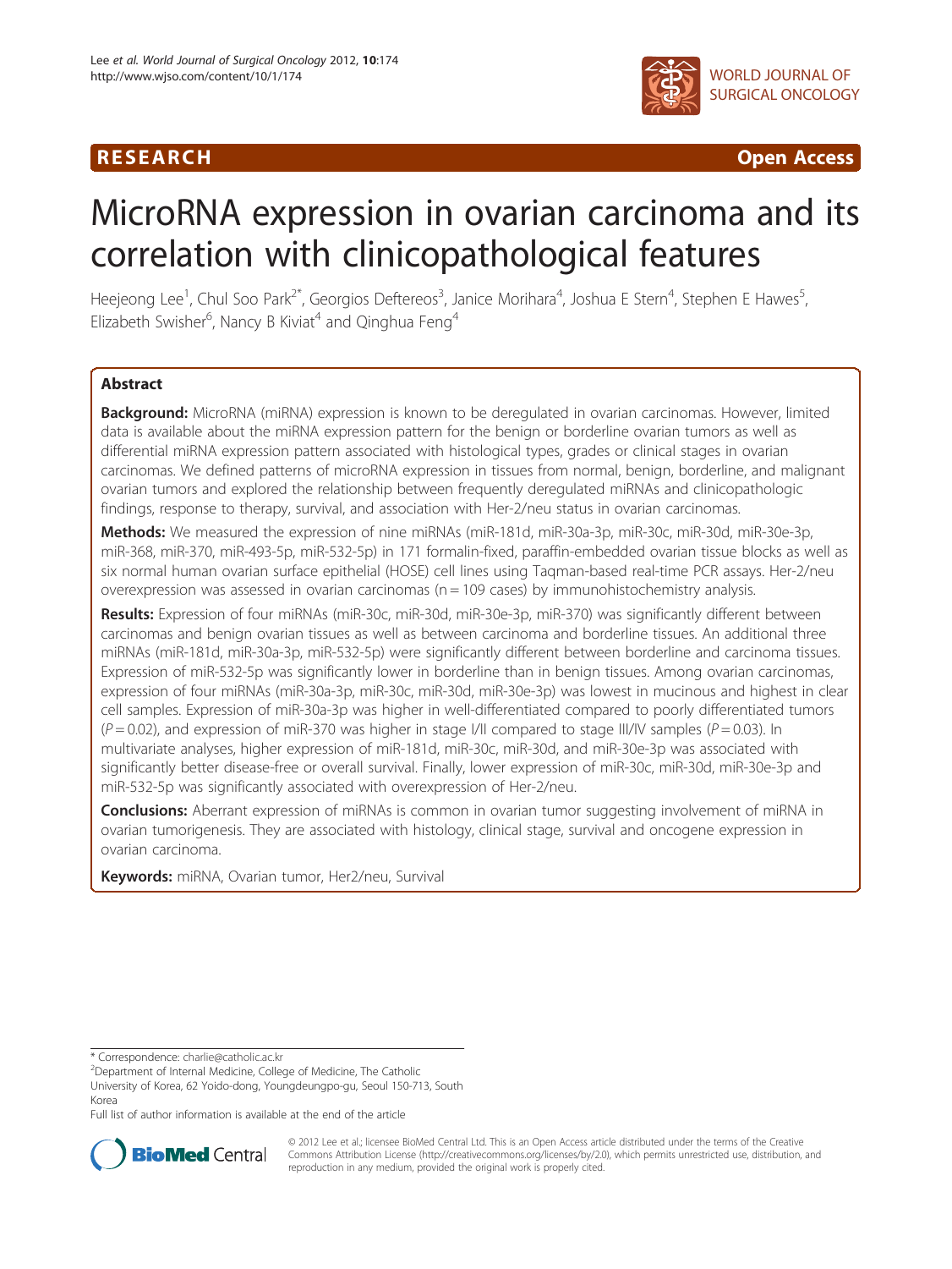RESEARCH Open Access

# MicroRNA expression in ovarian carcinoma and its correlation with clinicopathological features

Heejeong Lee[1], Chul Soo Park[2*], Georgios Deftereos[3], Janice Morihara[4], Joshua E Stern[4], Stephen E Hawes[5], Elizabeth Swisher[6], Nancy B Kiviat[4] and Qinghua Feng[4]

## Abstract

**Background:** MicroRNA (miRNA) expression is known to be deregulated in ovarian carcinomas. However, limited data is available about the miRNA expression pattern for the benign or borderline ovarian tumors as well as differential miRNA expression pattern associated with histological types, grades or clinical stages in ovarian carcinomas. We defined patterns of microRNA expression in tissues from normal, benign, borderline, and malignant ovarian tumors and explored the relationship between frequently deregulated miRNAs and clinicopathologic findings, response to therapy, survival, and association with Her-2/neu status in ovarian carcinomas.

**Methods:** We measured the expression of nine miRNAs (miR-181d, miR-30a-3p, miR-30c, miR-30d, miR-30e-3p, miR-368, miR-370, miR-493-5p, miR-532-5p) in 171 formalin-fixed, paraffin-embedded ovarian tissue blocks as well as six normal human ovarian surface epithelial (HOSE) cell lines using Taqman-based real-time PCR assays. Her-2/neu overexpression was assessed in ovarian carcinomas (n = 109 cases) by immunohistochemistry analysis.

**Results:** Expression of four miRNAs (miR-30c, miR-30d, miR-30e-3p, miR-370) was significantly different between carcinomas and benign ovarian tissues as well as between carcinoma and borderline tissues. An additional three miRNAs (miR-181d, miR-30a-3p, miR-532-5p) were significantly different between borderline and carcinoma tissues. Expression of miR-532-5p was significantly lower in borderline than in benign tissues. Among ovarian carcinomas, expression of four miRNAs (miR-30a-3p, miR-30c, miR-30d, miR-30e-3p) was lowest in mucinous and highest in clear cell samples. Expression of miR-30a-3p was higher in well-differentiated compared to poorly differentiated tumors ($P = 0.02$), and expression of miR-370 was higher in stage I/II compared to stage III/IV samples ($P = 0.03$). In multivariate analyses, higher expression of miR-181d, miR-30c, miR-30d, and miR-30e-3p was associated with significantly better disease-free or overall survival. Finally, lower expression of miR-30c, miR-30d, miR-30e-3p and miR-532-5p was significantly associated with overexpression of Her-2/neu.

**Conclusions:** Aberrant expression of miRNAs is common in ovarian tumor suggesting involvement of miRNA in ovarian tumorigenesis. They are associated with histology, clinical stage, survival and oncogene expression in ovarian carcinoma.

**Keywords:** miRNA, Ovarian tumor, Her2/neu, Survival

\* Correspondence: charlie@catholic.ac.kr
[2]Department of Internal Medicine, College of Medicine, The Catholic University of Korea, 62 Yoido-dong, Youngdeungpo-gu, Seoul 150-713, South Korea
Full list of author information is available at the end of the article

© 2012 Lee et al.; licensee BioMed Central Ltd. This is an Open Access article distributed under the terms of the Creative Commons Attribution License (http://creativecommons.org/licenses/by/2.0), which permits unrestricted use, distribution, and reproduction in any medium, provided the original work is properly cited.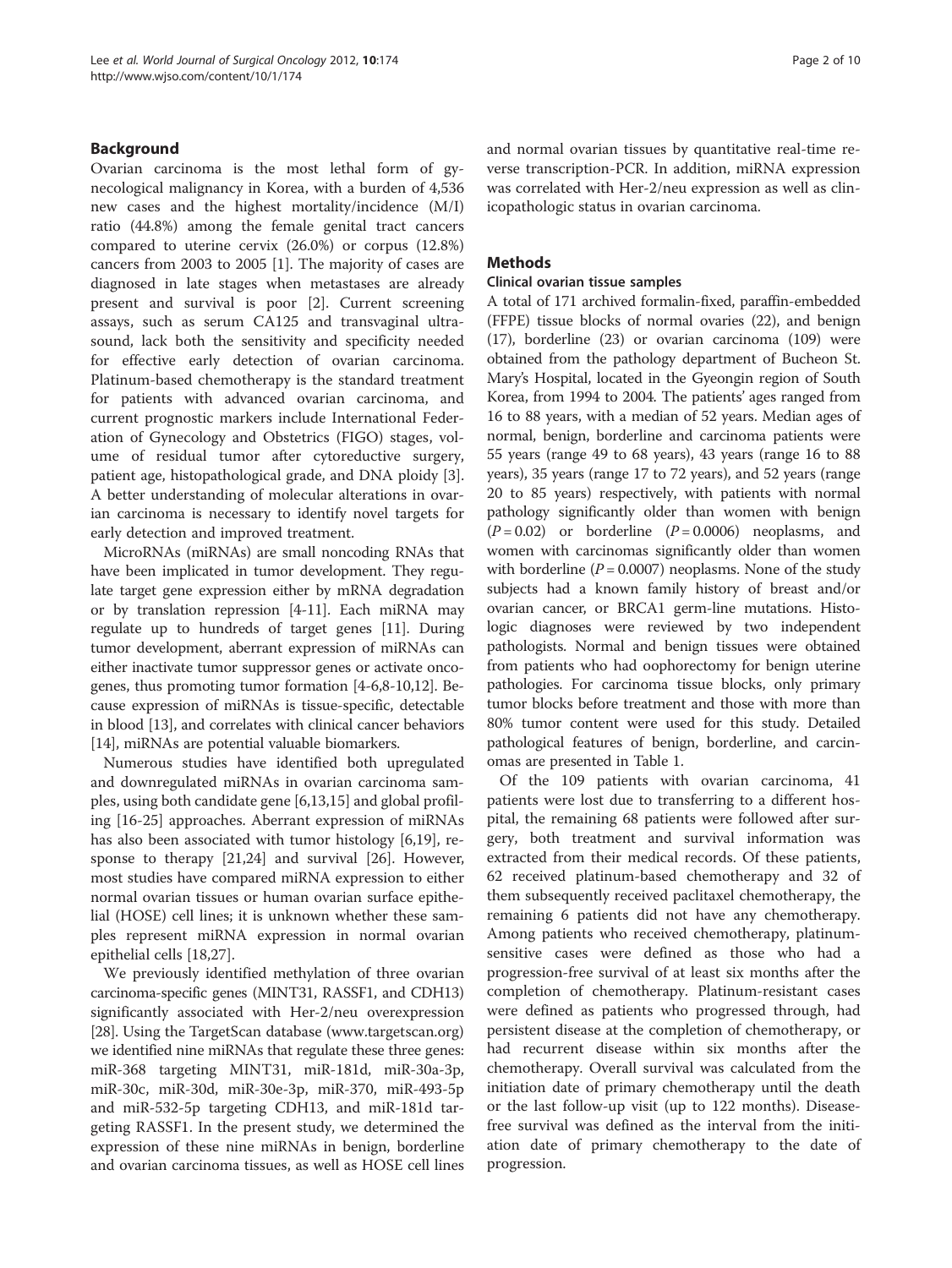## Background

Ovarian carcinoma is the most lethal form of gynecological malignancy in Korea, with a burden of 4,536 new cases and the highest mortality/incidence (M/I) ratio (44.8%) among the female genital tract cancers compared to uterine cervix (26.0%) or corpus (12.8%) cancers from 2003 to 2005 [1]. The majority of cases are diagnosed in late stages when metastases are already present and survival is poor [2]. Current screening assays, such as serum CA125 and transvaginal ultrasound, lack both the sensitivity and specificity needed for effective early detection of ovarian carcinoma. Platinum-based chemotherapy is the standard treatment for patients with advanced ovarian carcinoma, and current prognostic markers include International Federation of Gynecology and Obstetrics (FIGO) stages, volume of residual tumor after cytoreductive surgery, patient age, histopathological grade, and DNA ploidy [3]. A better understanding of molecular alterations in ovarian carcinoma is necessary to identify novel targets for early detection and improved treatment.

MicroRNAs (miRNAs) are small noncoding RNAs that have been implicated in tumor development. They regulate target gene expression either by mRNA degradation or by translation repression [4-11]. Each miRNA may regulate up to hundreds of target genes [11]. During tumor development, aberrant expression of miRNAs can either inactivate tumor suppressor genes or activate oncogenes, thus promoting tumor formation [4-6,8-10,12]. Because expression of miRNAs is tissue-specific, detectable in blood [13], and correlates with clinical cancer behaviors [14], miRNAs are potential valuable biomarkers.

Numerous studies have identified both upregulated and downregulated miRNAs in ovarian carcinoma samples, using both candidate gene [6,13,15] and global profiling [16-25] approaches. Aberrant expression of miRNAs has also been associated with tumor histology [6,19], response to therapy [21,24] and survival [26]. However, most studies have compared miRNA expression to either normal ovarian tissues or human ovarian surface epithelial (HOSE) cell lines; it is unknown whether these samples represent miRNA expression in normal ovarian epithelial cells [18,27].

We previously identified methylation of three ovarian carcinoma-specific genes (MINT31, RASSF1, and CDH13) significantly associated with Her-2/neu overexpression [28]. Using the TargetScan database (www.targetscan.org) we identified nine miRNAs that regulate these three genes: miR-368 targeting MINT31, miR-181d, miR-30a-3p, miR-30c, miR-30d, miR-30e-3p, miR-370, miR-493-5p and miR-532-5p targeting CDH13, and miR-181d targeting RASSF1. In the present study, we determined the expression of these nine miRNAs in benign, borderline and ovarian carcinoma tissues, as well as HOSE cell lines and normal ovarian tissues by quantitative real-time reverse transcription-PCR. In addition, miRNA expression was correlated with Her-2/neu expression as well as clinicopathologic status in ovarian carcinoma.

## Methods

### Clinical ovarian tissue samples

A total of 171 archived formalin-fixed, paraffin-embedded (FFPE) tissue blocks of normal ovaries (22), and benign (17), borderline (23) or ovarian carcinoma (109) were obtained from the pathology department of Bucheon St. Mary's Hospital, located in the Gyeongin region of South Korea, from 1994 to 2004. The patients' ages ranged from 16 to 88 years, with a median of 52 years. Median ages of normal, benign, borderline and carcinoma patients were 55 years (range 49 to 68 years), 43 years (range 16 to 88 years), 35 years (range 17 to 72 years), and 52 years (range 20 to 85 years) respectively, with patients with normal pathology significantly older than women with benign ($P = 0.02$) or borderline ($P = 0.0006$) neoplasms, and women with carcinomas significantly older than women with borderline ($P = 0.0007$) neoplasms. None of the study subjects had a known family history of breast and/or ovarian cancer, or BRCA1 germ-line mutations. Histologic diagnoses were reviewed by two independent pathologists. Normal and benign tissues were obtained from patients who had oophorectomy for benign uterine pathologies. For carcinoma tissue blocks, only primary tumor blocks before treatment and those with more than 80% tumor content were used for this study. Detailed pathological features of benign, borderline, and carcinomas are presented in Table 1.

Of the 109 patients with ovarian carcinoma, 41 patients were lost due to transferring to a different hospital, the remaining 68 patients were followed after surgery, both treatment and survival information was extracted from their medical records. Of these patients, 62 received platinum-based chemotherapy and 32 of them subsequently received paclitaxel chemotherapy, the remaining 6 patients did not have any chemotherapy. Among patients who received chemotherapy, platinum-sensitive cases were defined as those who had a progression-free survival of at least six months after the completion of chemotherapy. Platinum-resistant cases were defined as patients who progressed through, had persistent disease at the completion of chemotherapy, or had recurrent disease within six months after the chemotherapy. Overall survival was calculated from the initiation date of primary chemotherapy until the death or the last follow-up visit (up to 122 months). Disease-free survival was defined as the interval from the initiation date of primary chemotherapy to the date of progression.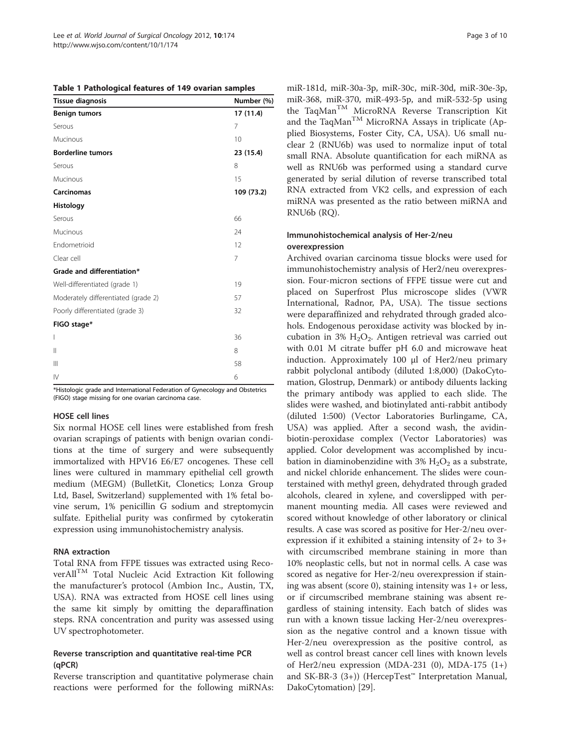**Table 1 Pathological features of 149 ovarian samples**

| Tissue diagnosis | Number (%) |
|---|---|
| **Benign tumors** | **17 (11.4)** |
| Serous | 7 |
| Mucinous | 10 |
| **Borderline tumors** | **23 (15.4)** |
| Serous | 8 |
| Mucinous | 15 |
| **Carcinomas** | **109 (73.2)** |
| **Histology** | |
| Serous | 66 |
| Mucinous | 24 |
| Endometrioid | 12 |
| Clear cell | 7 |
| **Grade and differentiation*** | |
| Well-differentiated (grade 1) | 19 |
| Moderately differentiated (grade 2) | 57 |
| Poorly differentiated (grade 3) | 32 |
| **FIGO stage*** | |
| I | 36 |
| II | 8 |
| III | 58 |
| IV | 6 |

*Histologic grade and International Federation of Gynecology and Obstetrics (FIGO) stage missing for one ovarian carcinoma case.

### HOSE cell lines

Six normal HOSE cell lines were established from fresh ovarian scrapings of patients with benign ovarian conditions at the time of surgery and were subsequently immortalized with HPV16 E6/E7 oncogenes. These cell lines were cultured in mammary epithelial cell growth medium (MEGM) (BulletKit, Clonetics; Lonza Group Ltd, Basel, Switzerland) supplemented with 1% fetal bovine serum, 1% penicillin G sodium and streptomycin sulfate. Epithelial purity was confirmed by cytokeratin expression using immunohistochemistry analysis.

### RNA extraction

Total RNA from FFPE tissues was extracted using RecoverAll™ Total Nucleic Acid Extraction Kit following the manufacturer's protocol (Ambion Inc., Austin, TX, USA). RNA was extracted from HOSE cell lines using the same kit simply by omitting the deparaffination steps. RNA concentration and purity was assessed using UV spectrophotometer.

### Reverse transcription and quantitative real-time PCR (qPCR)

Reverse transcription and quantitative polymerase chain reactions were performed for the following miRNAs: miR-181d, miR-30a-3p, miR-30c, miR-30d, miR-30e-3p, miR-368, miR-370, miR-493-5p, and miR-532-5p using the TaqMan™ MicroRNA Reverse Transcription Kit and the TaqMan™ MicroRNA Assays in triplicate (Applied Biosystems, Foster City, CA, USA). U6 small nuclear 2 (RNU6b) was used to normalize input of total small RNA. Absolute quantification for each miRNA as well as RNU6b was performed using a standard curve generated by serial dilution of reverse transcribed total RNA extracted from VK2 cells, and expression of each miRNA was presented as the ratio between miRNA and RNU6b (RQ).

### Immunohistochemical analysis of Her-2/neu overexpression

Archived ovarian carcinoma tissue blocks were used for immunohistochemistry analysis of Her2/neu overexpression. Four-micron sections of FFPE tissue were cut and placed on Superfrost Plus microscope slides (VWR International, Radnor, PA, USA). The tissue sections were deparaffinized and rehydrated through graded alcohols. Endogenous peroxidase activity was blocked by incubation in 3% $H_2O_2$. Antigen retrieval was carried out with 0.01 M citrate buffer pH 6.0 and microwave heat induction. Approximately 100 μl of Her2/neu primary rabbit polyclonal antibody (diluted 1:8,000) (DakoCytomation, Glostrup, Denmark) or antibody diluents lacking the primary antibody was applied to each slide. The slides were washed, and biotinylated anti-rabbit antibody (diluted 1:500) (Vector Laboratories Burlingame, CA, USA) was applied. After a second wash, the avidin-biotin-peroxidase complex (Vector Laboratories) was applied. Color development was accomplished by incubation in diaminobenzidine with 3% $H_2O_2$ as a substrate, and nickel chloride enhancement. The slides were counterstained with methyl green, dehydrated through graded alcohols, cleared in xylene, and coverslipped with permanent mounting media. All cases were reviewed and scored without knowledge of other laboratory or clinical results. A case was scored as positive for Her-2/neu overexpression if it exhibited a staining intensity of 2+ to 3+ with circumscribed membrane staining in more than 10% neoplastic cells, but not in normal cells. A case was scored as negative for Her-2/neu overexpression if staining was absent (score 0), staining intensity was 1+ or less, or if circumscribed membrane staining was absent regardless of staining intensity. Each batch of slides was run with a known tissue lacking Her-2/neu overexpression as the negative control and a known tissue with Her-2/neu overexpression as the positive control, as well as control breast cancer cell lines with known levels of Her2/neu expression (MDA-231 (0), MDA-175 (1+) and SK-BR-3 (3+)) (HercepTest™ Interpretation Manual, DakoCytomation) [29].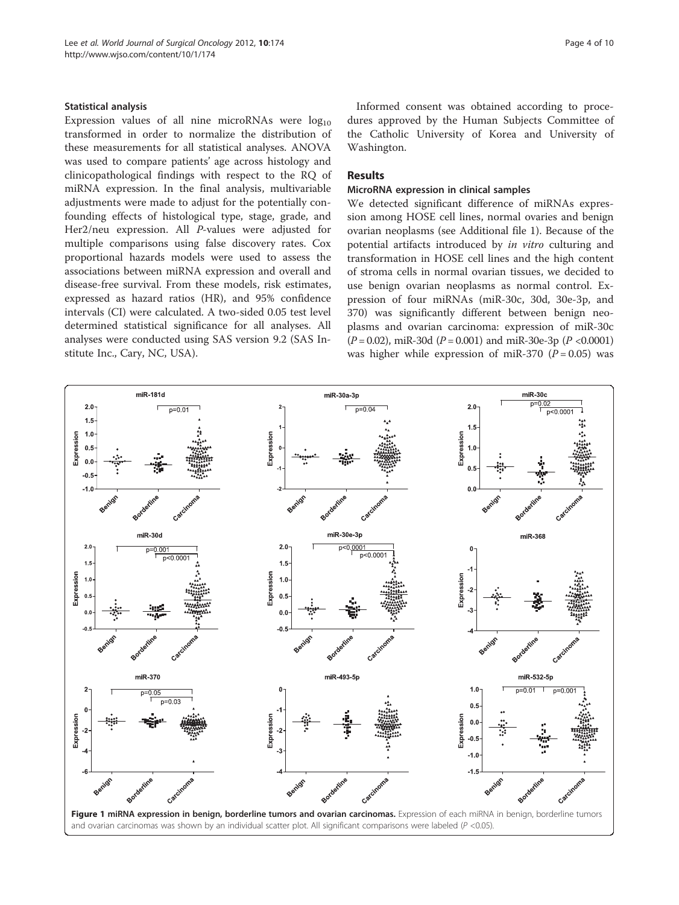### Statistical analysis

Expression values of all nine microRNAs were $\log_{10}$ transformed in order to normalize the distribution of these measurements for all statistical analyses. ANOVA was used to compare patients' age across histology and clinicopathological findings with respect to the RQ of miRNA expression. In the final analysis, multivariable adjustments were made to adjust for the potentially confounding effects of histological type, stage, grade, and Her2/neu expression. All *P*-values were adjusted for multiple comparisons using false discovery rates. Cox proportional hazards models were used to assess the associations between miRNA expression and overall and disease-free survival. From these models, risk estimates, expressed as hazard ratios (HR), and 95% confidence intervals (CI) were calculated. A two-sided 0.05 test level determined statistical significance for all analyses. All analyses were conducted using SAS version 9.2 (SAS Institute Inc., Cary, NC, USA).

Informed consent was obtained according to procedures approved by the Human Subjects Committee of the Catholic University of Korea and University of Washington.

## Results

### MicroRNA expression in clinical samples

We detected significant difference of miRNAs expression among HOSE cell lines, normal ovaries and benign ovarian neoplasms (see Additional file 1). Because of the potential artifacts introduced by *in vitro* culturing and transformation in HOSE cell lines and the high content of stroma cells in normal ovarian tissues, we decided to use benign ovarian neoplasms as normal control. Expression of four miRNAs (miR-30c, 30d, 30e-3p, and 370) was significantly different between benign neoplasms and ovarian carcinoma: expression of miR-30c ($P = 0.02$), miR-30d ($P = 0.001$) and miR-30e-3p ($P < 0.0001$) was higher while expression of miR-370 ($P = 0.05$) was

**Figure 1 miRNA expression in benign, borderline tumors and ovarian carcinomas.** Expression of each miRNA in benign, borderline tumors and ovarian carcinomas was shown by an individual scatter plot. All significant comparisons were labeled ($P < 0.05$).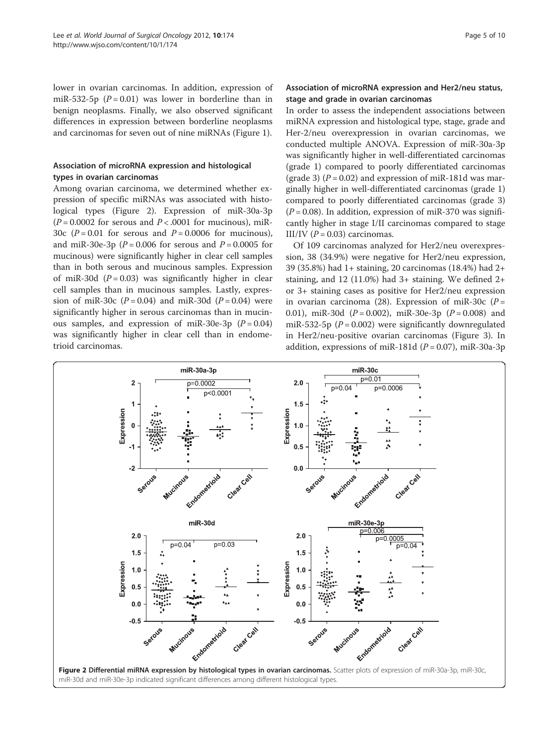lower in ovarian carcinomas. In addition, expression of miR-532-5p ($P = 0.01$) was lower in borderline than in benign neoplasms. Finally, we also observed significant differences in expression between borderline neoplasms and carcinomas for seven out of nine miRNAs (Figure 1).

### Association of microRNA expression and histological types in ovarian carcinomas

Among ovarian carcinoma, we determined whether expression of specific miRNAs was associated with histological types (Figure 2). Expression of miR-30a-3p ($P = 0.0002$ for serous and $P < .0001$ for mucinous), miR-30c ($P = 0.01$ for serous and $P = 0.0006$ for mucinous), and miR-30e-3p ($P = 0.006$ for serous and $P = 0.0005$ for mucinous) were significantly higher in clear cell samples than in both serous and mucinous samples. Expression of miR-30d ($P = 0.03$) was significantly higher in clear cell samples than in mucinous samples. Lastly, expression of miR-30c ($P = 0.04$) and miR-30d ($P = 0.04$) were significantly higher in serous carcinomas than in mucinous samples, and expression of miR-30e-3p ($P = 0.04$) was significantly higher in clear cell than in endometrioid carcinomas.

### Association of microRNA expression and Her2/neu status, stage and grade in ovarian carcinomas

In order to assess the independent associations between miRNA expression and histological type, stage, grade and Her-2/neu overexpression in ovarian carcinomas, we conducted multiple ANOVA. Expression of miR-30a-3p was significantly higher in well-differentiated carcinomas (grade 1) compared to poorly differentiated carcinomas (grade 3) ($P = 0.02$) and expression of miR-181d was marginally higher in well-differentiated carcinomas (grade 1) compared to poorly differentiated carcinomas (grade 3) ($P = 0.08$). In addition, expression of miR-370 was significantly higher in stage I/II carcinomas compared to stage III/IV ($P = 0.03$) carcinomas.

Of 109 carcinomas analyzed for Her2/neu overexpression, 38 (34.9%) were negative for Her2/neu expression, 39 (35.8%) had 1+ staining, 20 carcinomas (18.4%) had 2+ staining, and 12 (11.0%) had 3+ staining. We defined 2+ or 3+ staining cases as positive for Her2/neu expression in ovarian carcinoma (28). Expression of miR-30c ($P = 0.01$), miR-30d ($P = 0.002$), miR-30e-3p ($P = 0.008$) and miR-532-5p ($P = 0.002$) were significantly downregulated in Her2/neu-positive ovarian carcinomas (Figure 3). In addition, expressions of miR-181d ($P = 0.07$), miR-30a-3p

**Figure 2 Differential miRNA expression by histological types in ovarian carcinomas.** Scatter plots of expression of miR-30a-3p, miR-30c, miR-30d and miR-30e-3p indicated significant differences among different histological types.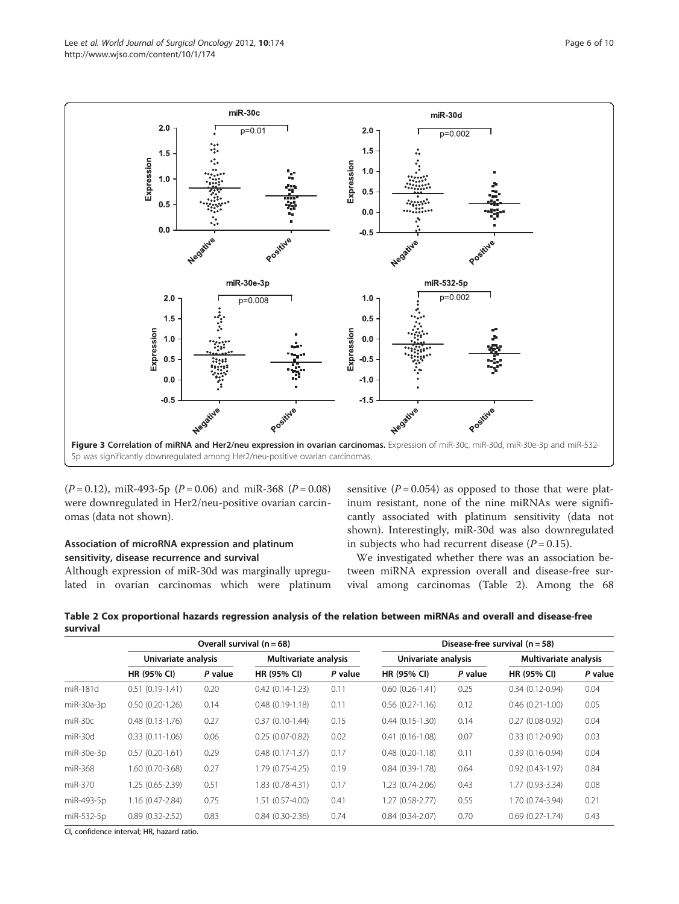**Figure 3 Correlation of miRNA and Her2/neu expression in ovarian carcinomas.** Expression of miR-30c, miR-30d, miR-30e-3p and miR-532-5p was significantly downregulated among Her2/neu-positive ovarian carcinomas.

($P = 0.12$), miR-493-5p ($P = 0.06$) and miR-368 ($P = 0.08$) were downregulated in Her2/neu-positive ovarian carcinomas (data not shown).

### Association of microRNA expression and platinum sensitivity, disease recurrence and survival

Although expression of miR-30d was marginally upregulated in ovarian carcinomas which were platinum sensitive ($P = 0.054$) as opposed to those that were platinum resistant, none of the nine miRNAs were significantly associated with platinum sensitivity (data not shown). Interestingly, miR-30d was also downregulated in subjects who had recurrent disease ($P = 0.15$).

We investigated whether there was an association between miRNA expression overall and disease-free survival among carcinomas (Table 2). Among the 68

**Table 2 Cox proportional hazards regression analysis of the relation between miRNAs and overall and disease-free survival**

| | Overall survival (n = 68) | | | | Disease-free survival (n = 58) | | | |
|---|---|---|---|---|---|---|---|---|
| | Univariate analysis | | Multivariate analysis | | Univariate analysis | | Multivariate analysis | |
| | HR (95% CI) | *P* value | HR (95% CI) | *P* value | HR (95% CI) | *P* value | HR (95% CI) | *P* value |
| miR-181d | 0.51 (0.19-1.41) | 0.20 | 0.42 (0.14-1.23) | 0.11 | 0.60 (0.26-1.41) | 0.25 | 0.34 (0.12-0.94) | 0.04 |
| miR-30a-3p | 0.50 (0.20-1.26) | 0.14 | 0.48 (0.19-1.18) | 0.11 | 0.56 (0.27-1.16) | 0.12 | 0.46 (0.21-1.00) | 0.05 |
| miR-30c | 0.48 (0.13-1.76) | 0.27 | 0.37 (0.10-1.44) | 0.15 | 0.44 (0.15-1.30) | 0.14 | 0.27 (0.08-0.92) | 0.04 |
| miR-30d | 0.33 (0.11-1.06) | 0.06 | 0.25 (0.07-0.82) | 0.02 | 0.41 (0.16-1.08) | 0.07 | 0.33 (0.12-0.90) | 0.03 |
| miR-30e-3p | 0.57 (0.20-1.61) | 0.29 | 0.48 (0.17-1.37) | 0.17 | 0.48 (0.20-1.18) | 0.11 | 0.39 (0.16-0.94) | 0.04 |
| miR-368 | 1.60 (0.70-3.68) | 0.27 | 1.79 (0.75-4.25) | 0.19 | 0.84 (0.39-1.78) | 0.64 | 0.92 (0.43-1.97) | 0.84 |
| miR-370 | 1.25 (0.65-2.39) | 0.51 | 1.83 (0.78-4.31) | 0.17 | 1.23 (0.74-2.06) | 0.43 | 1.77 (0.93-3.34) | 0.08 |
| miR-493-5p | 1.16 (0.47-2.84) | 0.75 | 1.51 (0.57-4.00) | 0.41 | 1.27 (0.58-2.77) | 0.55 | 1.70 (0.74-3.94) | 0.21 |
| miR-532-5p | 0.89 (0.32-2.52) | 0.83 | 0.84 (0.30-2.36) | 0.74 | 0.84 (0.34-2.07) | 0.70 | 0.69 (0.27-1.74) | 0.43 |

CI, confidence interval; HR, hazard ratio.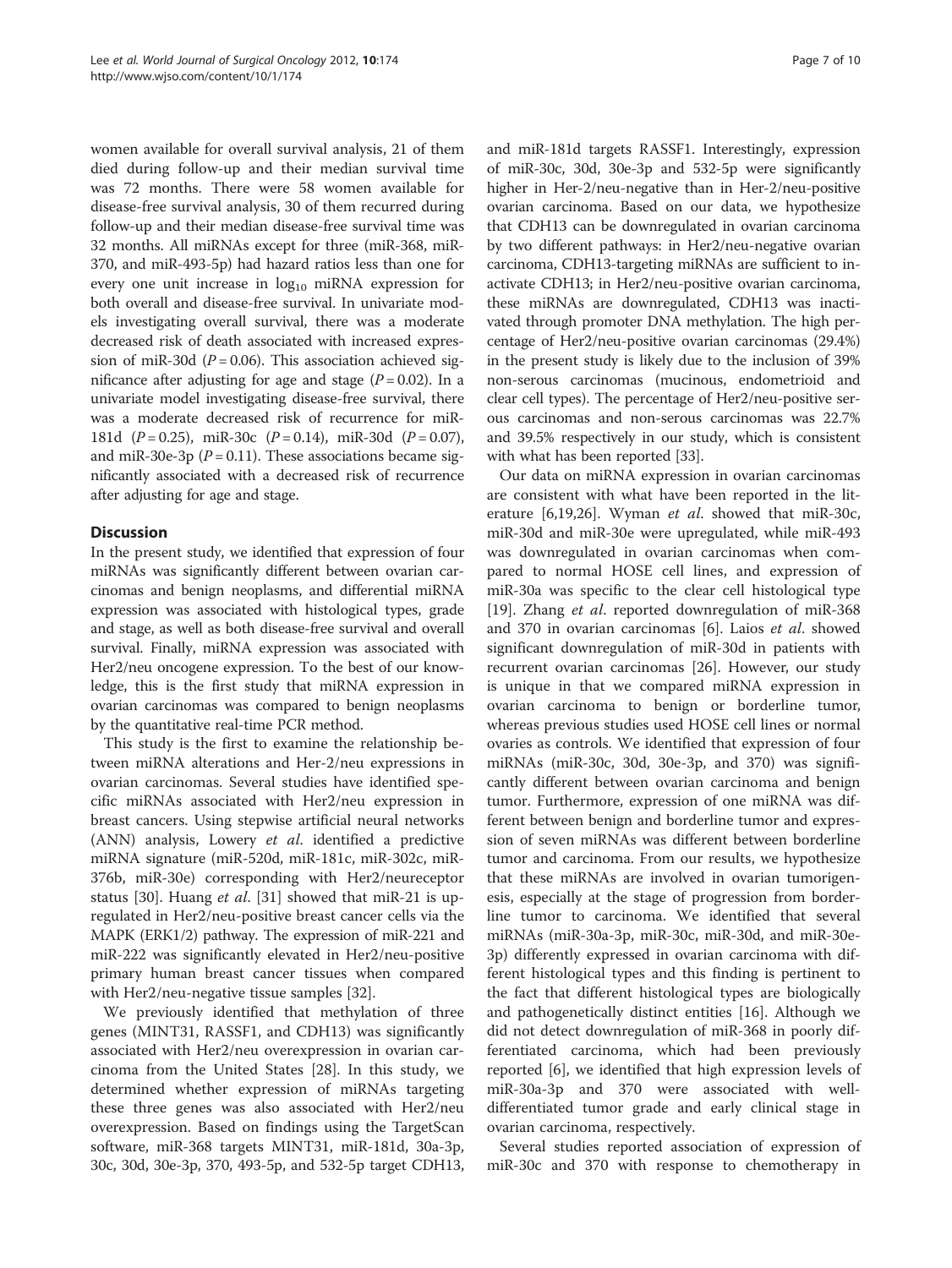women available for overall survival analysis, 21 of them died during follow-up and their median survival time was 72 months. There were 58 women available for disease-free survival analysis, 30 of them recurred during follow-up and their median disease-free survival time was 32 months. All miRNAs except for three (miR-368, miR-370, and miR-493-5p) had hazard ratios less than one for every one unit increase in $\log_{10}$ miRNA expression for both overall and disease-free survival. In univariate models investigating overall survival, there was a moderate decreased risk of death associated with increased expression of miR-30d ($P = 0.06$). This association achieved significance after adjusting for age and stage ($P = 0.02$). In a univariate model investigating disease-free survival, there was a moderate decreased risk of recurrence for miR-181d ($P = 0.25$), miR-30c ($P = 0.14$), miR-30d ($P = 0.07$), and miR-30e-3p ($P = 0.11$). These associations became significantly associated with a decreased risk of recurrence after adjusting for age and stage.

## Discussion

In the present study, we identified that expression of four miRNAs was significantly different between ovarian carcinomas and benign neoplasms, and differential miRNA expression was associated with histological types, grade and stage, as well as both disease-free survival and overall survival. Finally, miRNA expression was associated with Her2/neu oncogene expression. To the best of our knowledge, this is the first study that miRNA expression in ovarian carcinomas was compared to benign neoplasms by the quantitative real-time PCR method.

This study is the first to examine the relationship between miRNA alterations and Her-2/neu expressions in ovarian carcinomas. Several studies have identified specific miRNAs associated with Her2/neu expression in breast cancers. Using stepwise artificial neural networks (ANN) analysis, Lowery *et al.* identified a predictive miRNA signature (miR-520d, miR-181c, miR-302c, miR-376b, miR-30e) corresponding with Her2/neureceptor status [30]. Huang *et al.* [31] showed that miR-21 is upregulated in Her2/neu-positive breast cancer cells via the MAPK (ERK1/2) pathway. The expression of miR-221 and miR-222 was significantly elevated in Her2/neu-positive primary human breast cancer tissues when compared with Her2/neu-negative tissue samples [32].

We previously identified that methylation of three genes (MINT31, RASSF1, and CDH13) was significantly associated with Her2/neu overexpression in ovarian carcinoma from the United States [28]. In this study, we determined whether expression of miRNAs targeting these three genes was also associated with Her2/neu overexpression. Based on findings using the TargetScan software, miR-368 targets MINT31, miR-181d, 30a-3p, 30c, 30d, 30e-3p, 370, 493-5p, and 532-5p target CDH13, and miR-181d targets RASSF1. Interestingly, expression of miR-30c, 30d, 30e-3p and 532-5p were significantly higher in Her-2/neu-negative than in Her-2/neu-positive ovarian carcinoma. Based on our data, we hypothesize that CDH13 can be downregulated in ovarian carcinoma by two different pathways: in Her2/neu-negative ovarian carcinoma, CDH13-targeting miRNAs are sufficient to inactivate CDH13; in Her2/neu-positive ovarian carcinoma, these miRNAs are downregulated, CDH13 was inactivated through promoter DNA methylation. The high percentage of Her2/neu-positive ovarian carcinomas (29.4%) in the present study is likely due to the inclusion of 39% non-serous carcinomas (mucinous, endometrioid and clear cell types). The percentage of Her2/neu-positive serous carcinomas and non-serous carcinomas was 22.7% and 39.5% respectively in our study, which is consistent with what has been reported [33].

Our data on miRNA expression in ovarian carcinomas are consistent with what have been reported in the literature [6,19,26]. Wyman *et al.* showed that miR-30c, miR-30d and miR-30e were upregulated, while miR-493 was downregulated in ovarian carcinomas when compared to normal HOSE cell lines, and expression of miR-30a was specific to the clear cell histological type [19]. Zhang *et al.* reported downregulation of miR-368 and 370 in ovarian carcinomas [6]. Laios *et al.* showed significant downregulation of miR-30d in patients with recurrent ovarian carcinomas [26]. However, our study is unique in that we compared miRNA expression in ovarian carcinoma to benign or borderline tumor, whereas previous studies used HOSE cell lines or normal ovaries as controls. We identified that expression of four miRNAs (miR-30c, 30d, 30e-3p, and 370) was significantly different between ovarian carcinoma and benign tumor. Furthermore, expression of one miRNA was different between benign and borderline tumor and expression of seven miRNAs was different between borderline tumor and carcinoma. From our results, we hypothesize that these miRNAs are involved in ovarian tumorigenesis, especially at the stage of progression from borderline tumor to carcinoma. We identified that several miRNAs (miR-30a-3p, miR-30c, miR-30d, and miR-30e-3p) differently expressed in ovarian carcinoma with different histological types and this finding is pertinent to the fact that different histological types are biologically and pathogenetically distinct entities [16]. Although we did not detect downregulation of miR-368 in poorly differentiated carcinoma, which had been previously reported [6], we identified that high expression levels of miR-30a-3p and 370 were associated with well-differentiated tumor grade and early clinical stage in ovarian carcinoma, respectively.

Several studies reported association of expression of miR-30c and 370 with response to chemotherapy in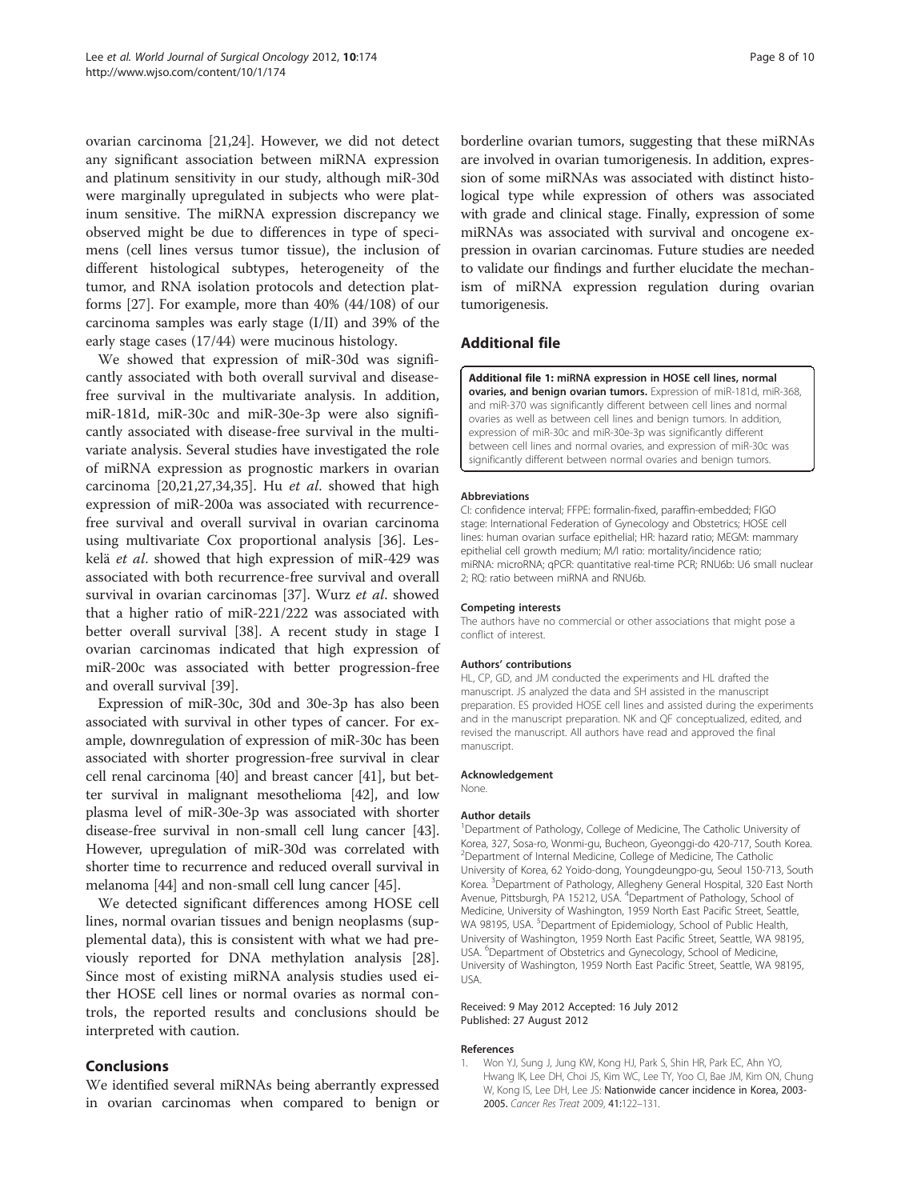ovarian carcinoma [21,24]. However, we did not detect any significant association between miRNA expression and platinum sensitivity in our study, although miR-30d were marginally upregulated in subjects who were platinum sensitive. The miRNA expression discrepancy we observed might be due to differences in type of specimens (cell lines versus tumor tissue), the inclusion of different histological subtypes, heterogeneity of the tumor, and RNA isolation protocols and detection platforms [27]. For example, more than 40% (44/108) of our carcinoma samples was early stage (I/II) and 39% of the early stage cases (17/44) were mucinous histology.

We showed that expression of miR-30d was significantly associated with both overall survival and disease-free survival in the multivariate analysis. In addition, miR-181d, miR-30c and miR-30e-3p were also significantly associated with disease-free survival in the multivariate analysis. Several studies have investigated the role of miRNA expression as prognostic markers in ovarian carcinoma [20,21,27,34,35]. Hu *et al*. showed that high expression of miR-200a was associated with recurrence-free survival and overall survival in ovarian carcinoma using multivariate Cox proportional analysis [36]. Leskelä *et al*. showed that high expression of miR-429 was associated with both recurrence-free survival and overall survival in ovarian carcinomas [37]. Wurz *et al*. showed that a higher ratio of miR-221/222 was associated with better overall survival [38]. A recent study in stage I ovarian carcinomas indicated that high expression of miR-200c was associated with better progression-free and overall survival [39].

Expression of miR-30c, 30d and 30e-3p has also been associated with survival in other types of cancer. For example, downregulation of expression of miR-30c has been associated with shorter progression-free survival in clear cell renal carcinoma [40] and breast cancer [41], but better survival in malignant mesothelioma [42], and low plasma level of miR-30e-3p was associated with shorter disease-free survival in non-small cell lung cancer [43]. However, upregulation of miR-30d was correlated with shorter time to recurrence and reduced overall survival in melanoma [44] and non-small cell lung cancer [45].

We detected significant differences among HOSE cell lines, normal ovarian tissues and benign neoplasms (supplemental data), this is consistent with what we had previously reported for DNA methylation analysis [28]. Since most of existing miRNA analysis studies used either HOSE cell lines or normal ovaries as normal controls, the reported results and conclusions should be interpreted with caution.

## Conclusions

We identified several miRNAs being aberrantly expressed in ovarian carcinomas when compared to benign or borderline ovarian tumors, suggesting that these miRNAs are involved in ovarian tumorigenesis. In addition, expression of some miRNAs was associated with distinct histological type while expression of others was associated with grade and clinical stage. Finally, expression of some miRNAs was associated with survival and oncogene expression in ovarian carcinomas. Future studies are needed to validate our findings and further elucidate the mechanism of miRNA expression regulation during ovarian tumorigenesis.

## Additional file

**Additional file 1: miRNA expression in HOSE cell lines, normal ovaries, and benign ovarian tumors.** Expression of miR-181d, miR-368, and miR-370 was significantly different between cell lines and normal ovaries as well as between cell lines and benign tumors. In addition, expression of miR-30c and miR-30e-3p was significantly different between cell lines and normal ovaries, and expression of miR-30c was significantly different between normal ovaries and benign tumors.

#### Abbreviations

CI: confidence interval; FFPE: formalin-fixed, paraffin-embedded; FIGO stage: International Federation of Gynecology and Obstetrics; HOSE cell lines: human ovarian surface epithelial; HR: hazard ratio; MEGM: mammary epithelial cell growth medium; M/I ratio: mortality/incidence ratio; miRNA: microRNA; qPCR: quantitative real-time PCR; RNU6b: U6 small nuclear 2; RQ: ratio between miRNA and RNU6b.

#### Competing interests

The authors have no commercial or other associations that might pose a conflict of interest.

#### Authors' contributions

HL, CP, GD, and JM conducted the experiments and HL drafted the manuscript. JS analyzed the data and SH assisted in the manuscript preparation. ES provided HOSE cell lines and assisted during the experiments and in the manuscript preparation. NK and QF conceptualized, edited, and revised the manuscript. All authors have read and approved the final manuscript.

#### Acknowledgement

None.

#### Author details

[1]Department of Pathology, College of Medicine, The Catholic University of Korea, 327, Sosa-ro, Wonmi-gu, Bucheon, Gyeonggi-do 420-717, South Korea. [2]Department of Internal Medicine, College of Medicine, The Catholic University of Korea, 62 Yoido-dong, Youngdeungpo-gu, Seoul 150-713, South Korea. [3]Department of Pathology, Allegheny General Hospital, 320 East North Avenue, Pittsburgh, PA 15212, USA. [4]Department of Pathology, School of Medicine, University of Washington, 1959 North East Pacific Street, Seattle, WA 98195, USA. [5]Department of Epidemiology, School of Public Health, University of Washington, 1959 North East Pacific Street, Seattle, WA 98195, USA. [6]Department of Obstetrics and Gynecology, School of Medicine, University of Washington, 1959 North East Pacific Street, Seattle, WA 98195, USA.

Received: 9 May 2012 Accepted: 16 July 2012
Published: 27 August 2012

#### References

1. Won YJ, Sung J, Jung KW, Kong HJ, Park S, Shin HR, Park EC, Ahn YO, Hwang IK, Lee DH, Choi JS, Kim WC, Lee TY, Yoo CI, Bae JM, Kim ON, Chung W, Kong IS, Lee DH, Lee JS: **Nationwide cancer incidence in Korea, 2003-2005.** *Cancer Res Treat* 2009, **41**:122–131.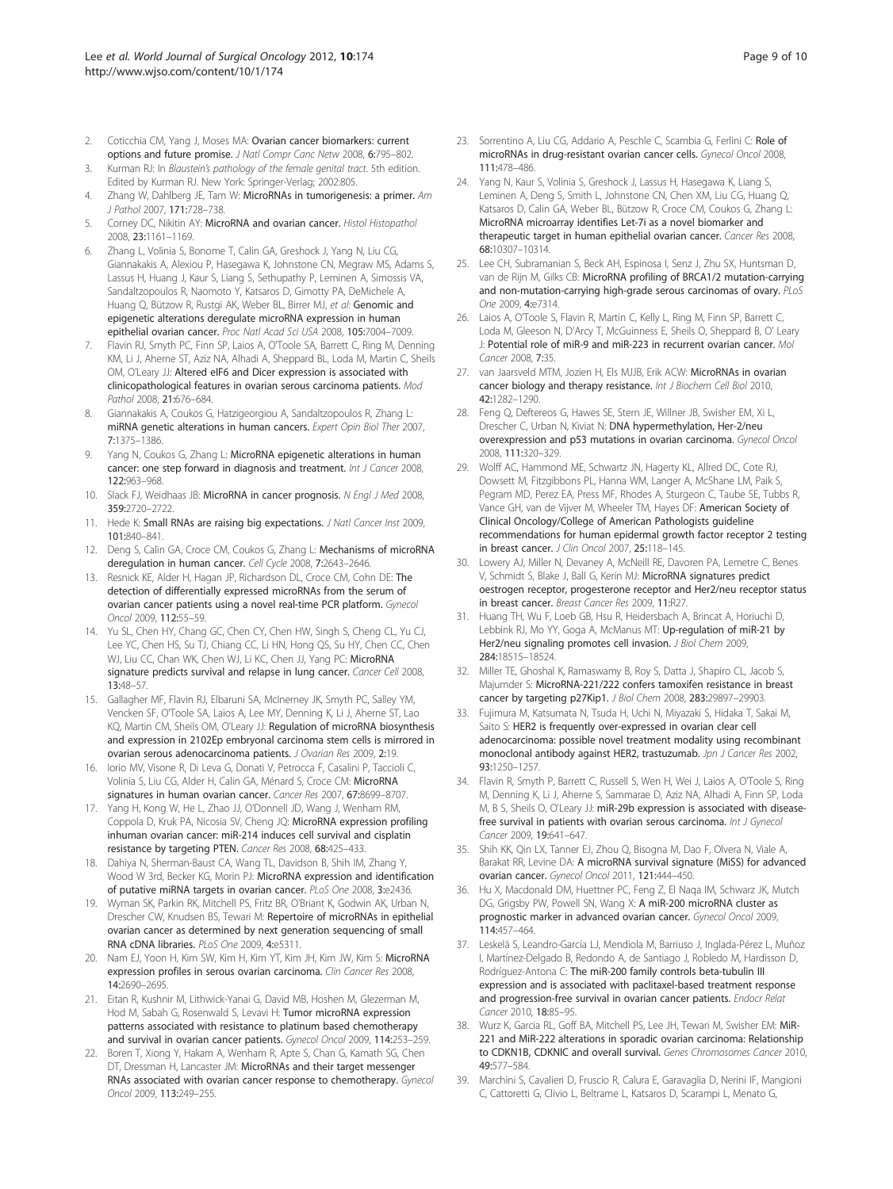2. Coticchia CM, Yang J, Moses MA: **Ovarian cancer biomarkers: current options and future promise.** *J Natl Compr Canc Netw* 2008, **6:**795–802.
3. Kurman RJ: In *Blaustein's pathology of the female genital tract*. 5th edition. Edited by Kurman RJ. New York: Springer-Verlag; 2002:805.
4. Zhang W, Dahlberg JE, Tam W: **MicroRNAs in tumorigenesis: a primer.** *Am J Pathol* 2007, **171:**728–738.
5. Corney DC, Nikitin AY: **MicroRNA and ovarian cancer.** *Histol Histopathol* 2008, **23:**1161–1169.
6. Zhang L, Volinia S, Bonome T, Calin GA, Greshock J, Yang N, Liu CG, Giannakakis A, Alexiou P, Hasegawa K, Johnstone CN, Megraw MS, Adams S, Lassus H, Huang J, Kaur S, Liang S, Sethupathy P, Leminen A, Simossis VA, Sandaltzopoulos R, Naomoto Y, Katsaros D, Gimotty PA, DeMichele A, Huang Q, Bützow R, Rustgi AK, Weber BL, Birrer MJ, *et al*: **Genomic and epigenetic alterations deregulate microRNA expression in human epithelial ovarian cancer.** *Proc Natl Acad Sci USA* 2008, **105:**7004–7009.
7. Flavin RJ, Smyth PC, Finn SP, Laios A, O'Toole SA, Barrett C, Ring M, Denning KM, Li J, Aherne ST, Aziz NA, Alhadi A, Sheppard BL, Loda M, Martin C, Sheils OM, O'Leary JJ: **Altered eIF6 and Dicer expression is associated with clinicopathological features in ovarian serous carcinoma patients.** *Mod Pathol* 2008, **21:**676–684.
8. Giannakakis A, Coukos G, Hatzigeorgiou A, Sandaltzopoulos R, Zhang L: **miRNA genetic alterations in human cancers.** *Expert Opin Biol Ther* 2007, **7:**1375–1386.
9. Yang N, Coukos G, Zhang L: **MicroRNA epigenetic alterations in human cancer: one step forward in diagnosis and treatment.** *Int J Cancer* 2008, **122:**963–968.
10. Slack FJ, Weidhaas JB: **MicroRNA in cancer prognosis.** *N Engl J Med* 2008, **359:**2720–2722.
11. Hede K: **Small RNAs are raising big expectations.** *J Natl Cancer Inst* 2009, **101:**840–841.
12. Deng S, Calin GA, Croce CM, Coukos G, Zhang L: **Mechanisms of microRNA deregulation in human cancer.** *Cell Cycle* 2008, **7:**2643–2646.
13. Resnick KE, Alder H, Hagan JP, Richardson DL, Croce CM, Cohn DE: **The detection of differentially expressed microRNAs from the serum of ovarian cancer patients using a novel real-time PCR platform.** *Gynecol Oncol* 2009, **112:**55–59.
14. Yu SL, Chen HY, Chang GC, Chen CY, Chen HW, Singh S, Cheng CL, Yu CJ, Lee YC, Chen HS, Su TJ, Chiang CC, Li HN, Hong QS, Su HY, Chen CC, Chen WJ, Liu CC, Chan WK, Chen WJ, Li KC, Chen JJ, Yang PC: **MicroRNA signature predicts survival and relapse in lung cancer.** *Cancer Cell* 2008, **13:**48–57.
15. Gallagher MF, Flavin RJ, Elbaruni SA, McInerney JK, Smyth PC, Salley YM, Vencken SF, O'Toole SA, Laios A, Lee MY, Denning K, Li J, Aherne ST, Lao KQ, Martin CM, Sheils OM, O'Leary JJ: **Regulation of microRNA biosynthesis and expression in 2102Ep embryonal carcinoma stem cells is mirrored in ovarian serous adenocarcinoma patients.** *J Ovarian Res* 2009, **2:**19.
16. Iorio MV, Visone R, Di Leva G, Donati V, Petrocca F, Casalini P, Taccioli C, Volinia S, Liu CG, Alder H, Calin GA, Ménard S, Croce CM: **MicroRNA signatures in human ovarian cancer.** *Cancer Res* 2007, **67:**8699–8707.
17. Yang H, Kong W, He L, Zhao JJ, O'Donnell JD, Wang J, Wenham RM, Coppola D, Kruk PA, Nicosia SV, Cheng JQ: **MicroRNA expression profiling inhuman ovarian cancer: miR-214 induces cell survival and cisplatin resistance by targeting PTEN.** *Cancer Res* 2008, **68:**425–433.
18. Dahiya N, Sherman-Baust CA, Wang TL, Davidson B, Shih IM, Zhang Y, Wood W 3rd, Becker KG, Morin PJ: **MicroRNA expression and identification of putative miRNA targets in ovarian cancer.** *PLoS One* 2008, **3:**e2436.
19. Wyman SK, Parkin RK, Mitchell PS, Fritz BR, O'Briant K, Godwin AK, Urban N, Drescher CW, Knudsen BS, Tewari M: **Repertoire of microRNAs in epithelial ovarian cancer as determined by next generation sequencing of small RNA cDNA libraries.** *PLoS One* 2009, **4:**e5311.
20. Nam EJ, Yoon H, Kim SW, Kim H, Kim YT, Kim JH, Kim JW, Kim S: **MicroRNA expression profiles in serous ovarian carcinoma.** *Clin Cancer Res* 2008, **14:**2690–2695.
21. Eitan R, Kushnir M, Lithwick-Yanai G, David MB, Hoshen M, Glezerman M, Hod M, Sabah G, Rosenwald S, Levavi H: **Tumor microRNA expression patterns associated with resistance to platinum based chemotherapy and survival in ovarian cancer patients.** *Gynecol Oncol* 2009, **114:**253–259.
22. Boren T, Xiong Y, Hakam A, Wenham R, Apte S, Chan G, Kamath SG, Chen DT, Dressman H, Lancaster JM: **MicroRNAs and their target messenger RNAs associated with ovarian cancer response to chemotherapy.** *Gynecol Oncol* 2009, **113:**249–255.
23. Sorrentino A, Liu CG, Addario A, Peschle C, Scambia G, Ferlini C: **Role of microRNAs in drug-resistant ovarian cancer cells.** *Gynecol Oncol* 2008, **111:**478–486.
24. Yang N, Kaur S, Volinia S, Greshock J, Lassus H, Hasegawa K, Liang S, Leminen A, Deng S, Smith L, Johnstone CN, Chen XM, Liu CG, Huang Q, Katsaros D, Calin GA, Weber BL, Bützow R, Croce CM, Coukos G, Zhang L: **MicroRNA microarray identifies Let-7i as a novel biomarker and therapeutic target in human epithelial ovarian cancer.** *Cancer Res* 2008, **68:**10307–10314.
25. Lee CH, Subramanian S, Beck AH, Espinosa I, Senz J, Zhu SX, Huntsman D, van de Rijn M, Gilks CB: **MicroRNA profiling of BRCA1/2 mutation-carrying and non-mutation-carrying high-grade serous carcinomas of ovary.** *PLoS One* 2009, **4:**e7314.
26. Laios A, O'Toole S, Flavin R, Martin C, Kelly L, Ring M, Finn SP, Barrett C, Loda M, Gleeson N, D'Arcy T, McGuinness E, Sheils O, Sheppard B, O' Leary J: **Potential role of miR-9 and miR-223 in recurrent ovarian cancer.** *Mol Cancer* 2008, **7:**35.
27. van Jaarsveld MTM, Jozien H, Els MJJB, Erik ACW: **MicroRNAs in ovarian cancer biology and therapy resistance.** *Int J Biochem Cell Biol* 2010, **42:**1282–1290.
28. Feng Q, Deftereos G, Hawes SE, Stern JE, Willner JB, Swisher EM, Xi L, Drescher C, Urban N, Kiviat N: **DNA hypermethylation, Her-2/neu overexpression and p53 mutations in ovarian carcinoma.** *Gynecol Oncol* 2008, **111:**320–329.
29. Wolff AC, Hammond ME, Schwartz JN, Hagerty KL, Allred DC, Cote RJ, Dowsett M, Fitzgibbons PL, Hanna WM, Langer A, McShane LM, Paik S, Pegram MD, Perez EA, Press MF, Rhodes A, Sturgeon C, Taube SE, Tubbs R, Vance GH, van de Vijver M, Wheeler TM, Hayes DF: **American Society of Clinical Oncology/College of American Pathologists guideline recommendations for human epidermal growth factor receptor 2 testing in breast cancer.** *J Clin Oncol* 2007, **25:**118–145.
30. Lowery AJ, Miller N, Devaney A, McNeill RE, Davoren PA, Lemetre C, Benes V, Schmidt S, Blake J, Ball G, Kerin MJ: **MicroRNA signatures predict oestrogen receptor, progesterone receptor and Her2/neu receptor status in breast cancer.** *Breast Cancer Res* 2009, **11:**R27.
31. Huang TH, Wu F, Loeb GB, Hsu R, Heidersbach A, Brincat A, Horiuchi D, Lebbink RJ, Mo YY, Goga A, McManus MT: **Up-regulation of miR-21 by Her2/neu signaling promotes cell invasion.** *J Biol Chem* 2009, **284:**18515–18524.
32. Miller TE, Ghoshal K, Ramaswamy B, Roy S, Datta J, Shapiro CL, Jacob S, Majumder S: **MicroRNA-221/222 confers tamoxifen resistance in breast cancer by targeting p27Kip1.** *J Biol Chem* 2008, **283:**29897–29903.
33. Fujimura M, Katsumata N, Tsuda H, Uchi N, Miyazaki S, Hidaka T, Sakai M, Saito S: **HER2 is frequently over-expressed in ovarian clear cell adenocarcinoma: possible novel treatment modality using recombinant monoclonal antibody against HER2, trastuzumab.** *Jpn J Cancer Res* 2002, **93:**1250–1257.
34. Flavin R, Smyth P, Barrett C, Russell S, Wen H, Wei J, Laios A, O'Toole S, Ring M, Denning K, Li J, Aherne S, Sammarae D, Aziz NA, Alhadi A, Finn SP, Loda M, B S, Sheils O, O'Leary JJ: **miR-29b expression is associated with disease-free survival in patients with ovarian serous carcinoma.** *Int J Gynecol Cancer* 2009, **19:**641–647.
35. Shih KK, Qin LX, Tanner EJ, Zhou Q, Bisogna M, Dao F, Olvera N, Viale A, Barakat RR, Levine DA: **A microRNA survival signature (MiSS) for advanced ovarian cancer.** *Gynecol Oncol* 2011, **121:**444–450.
36. Hu X, Macdonald DM, Huettner PC, Feng Z, El Naqa IM, Schwarz JK, Mutch DG, Grigsby PW, Powell SN, Wang X: **A miR-200 microRNA cluster as prognostic marker in advanced ovarian cancer.** *Gynecol Oncol* 2009, **114:**457–464.
37. Leskelä S, Leandro-García LJ, Mendiola M, Barriuso J, Inglada-Pérez L, Muñoz I, Martínez-Delgado B, Redondo A, de Santiago J, Robledo M, Hardisson D, Rodríguez-Antona C: **The miR-200 family controls beta-tubulin III expression and is associated with paclitaxel-based treatment response and progression-free survival in ovarian cancer patients.** *Endocr Relat Cancer* 2010, **18:**85–95.
38. Wurz K, Garcia RL, Goff BA, Mitchell PS, Lee JH, Tewari M, Swisher EM: **MiR-221 and MiR-222 alterations in sporadic ovarian carcinoma: Relationship to CDKN1B, CDKNIC and overall survival.** *Genes Chromosomes Cancer* 2010, **49:**577–584.
39. Marchini S, Cavalieri D, Fruscio R, Calura E, Garavaglia D, Nerini IF, Mangioni C, Cattoretti G, Clivio L, Beltrame L, Katsaros D, Scarampi L, Menato G,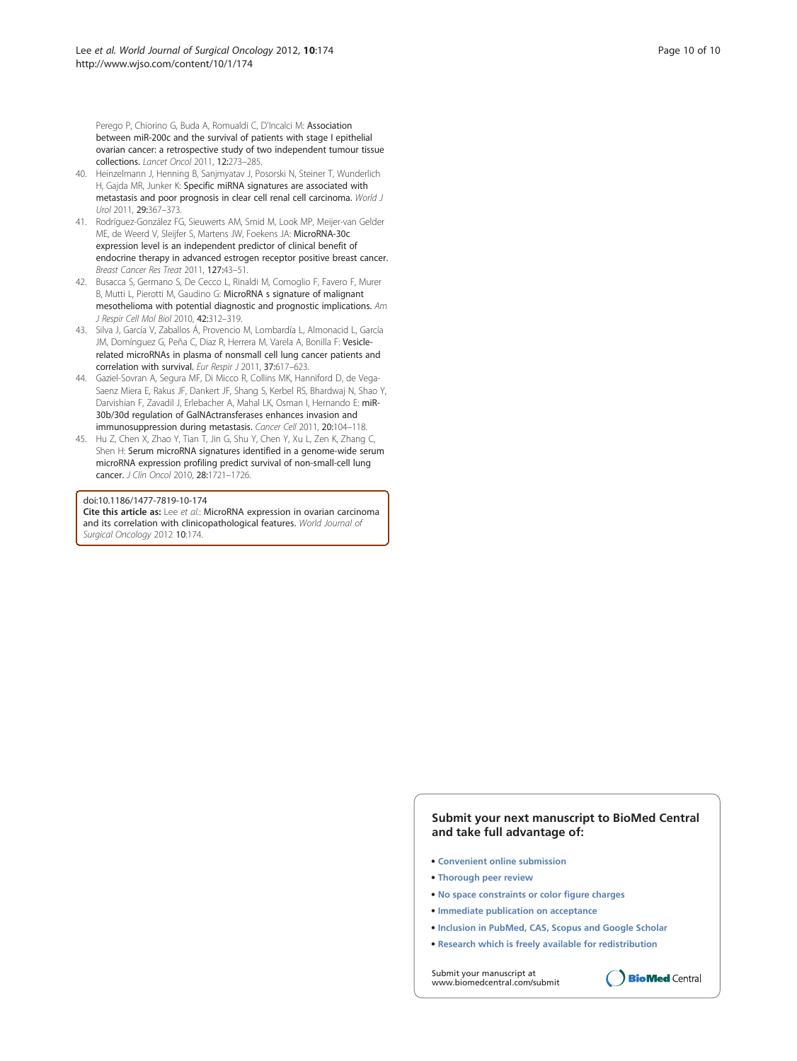Perego P, Chiorino G, Buda A, Romualdi C, D'Incalci M: **Association between miR-200c and the survival of patients with stage I epithelial ovarian cancer: a retrospective study of two independent tumour tissue collections.** *Lancet Oncol* 2011, **12:**273–285.

40. Heinzelmann J, Henning B, Sanjmyatav J, Posorski N, Steiner T, Wunderlich H, Gajda MR, Junker K: **Specific miRNA signatures are associated with metastasis and poor prognosis in clear cell renal cell carcinoma.** *World J Urol* 2011, **29:**367–373.
41. Rodríguez-González FG, Sieuwerts AM, Smid M, Look MP, Meijer-van Gelder ME, de Weerd V, Sleijfer S, Martens JW, Foekens JA: **MicroRNA-30c expression level is an independent predictor of clinical benefit of endocrine therapy in advanced estrogen receptor positive breast cancer.** *Breast Cancer Res Treat* 2011, **127:**43–51.
42. Busacca S, Germano S, De Cecco L, Rinaldi M, Comoglio F, Favero F, Murer B, Mutti L, Pierotti M, Gaudino G: **MicroRNA s signature of malignant mesothelioma with potential diagnostic and prognostic implications.** *Am J Respir Cell Mol Biol* 2010, **42:**312–319.
43. Silva J, García V, Zaballos Á, Provencio M, Lombardía L, Almonacid L, García JM, Domínguez G, Peña C, Diaz R, Herrera M, Varela A, Bonilla F: **Vesicle-related microRNAs in plasma of nonsmall cell lung cancer patients and correlation with survival.** *Eur Respir J* 2011, **37:**617–623.
44. Gaziel-Sovran A, Segura MF, Di Micco R, Collins MK, Hanniford D, de Vega-Saenz Miera E, Rakus JF, Dankert JF, Shang S, Kerbel RS, Bhardwaj N, Shao Y, Darvishian F, Zavadil J, Erlebacher A, Mahal LK, Osman I, Hernando E: **miR-30b/30d regulation of GalNActransferases enhances invasion and immunosuppression during metastasis.** *Cancer Cell* 2011, **20:**104–118.
45. Hu Z, Chen X, Zhao Y, Tian T, Jin G, Shu Y, Chen Y, Xu L, Zen K, Zhang C, Shen H: **Serum microRNA signatures identified in a genome-wide serum microRNA expression profiling predict survival of non-small-cell lung cancer.** *J Clin Oncol* 2010, **28:**1721–1726.

doi:10.1186/1477-7819-10-174
**Cite this article as:** Lee *et al.*: MicroRNA expression in ovarian carcinoma and its correlation with clinicopathological features. *World Journal of Surgical Oncology* 2012 **10**:174.

**Submit your next manuscript to BioMed Central and take full advantage of:**

- **Convenient online submission**
- **Thorough peer review**
- **No space constraints or color figure charges**
- **Immediate publication on acceptance**
- **Inclusion in PubMed, CAS, Scopus and Google Scholar**
- **Research which is freely available for redistribution**

Submit your manuscript at
www.biomedcentral.com/submit

BioMed Central